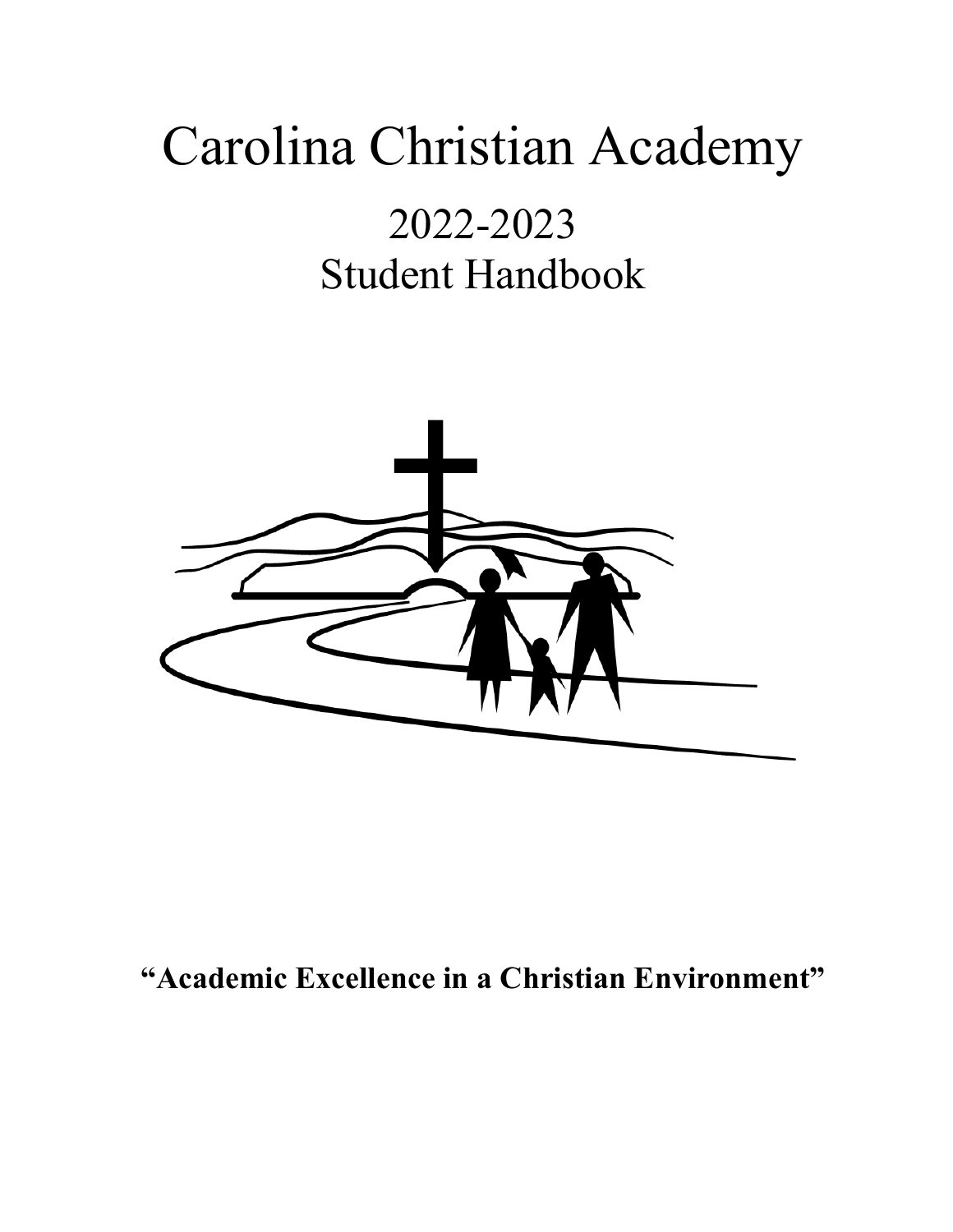# Carolina Christian Academy

## 2022-2023
## Student Handbook

**"Academic Excellence in a Christian Environment"**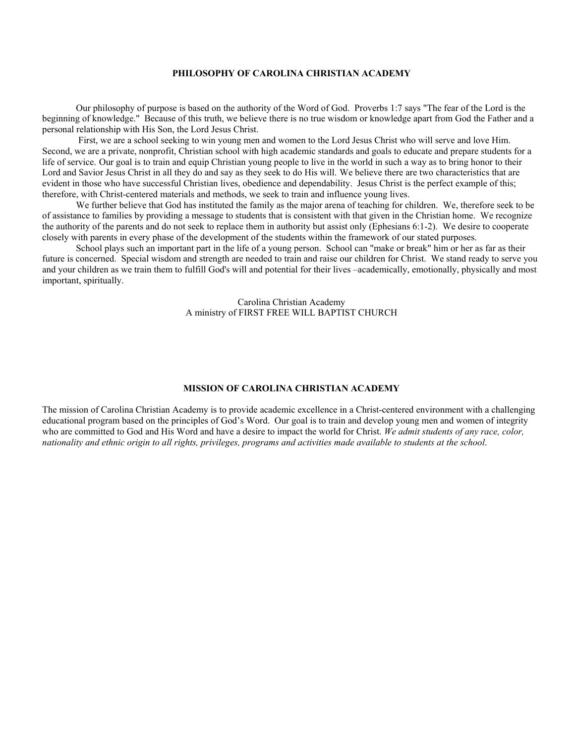## PHILOSOPHY OF CAROLINA CHRISTIAN ACADEMY

Our philosophy of purpose is based on the authority of the Word of God. Proverbs 1:7 says "The fear of the Lord is the beginning of knowledge." Because of this truth, we believe there is no true wisdom or knowledge apart from God the Father and a personal relationship with His Son, the Lord Jesus Christ.

First, we are a school seeking to win young men and women to the Lord Jesus Christ who will serve and love Him. Second, we are a private, nonprofit, Christian school with high academic standards and goals to educate and prepare students for a life of service. Our goal is to train and equip Christian young people to live in the world in such a way as to bring honor to their Lord and Savior Jesus Christ in all they do and say as they seek to do His will. We believe there are two characteristics that are evident in those who have successful Christian lives, obedience and dependability. Jesus Christ is the perfect example of this; therefore, with Christ-centered materials and methods, we seek to train and influence young lives.

We further believe that God has instituted the family as the major arena of teaching for children. We, therefore seek to be of assistance to families by providing a message to students that is consistent with that given in the Christian home. We recognize the authority of the parents and do not seek to replace them in authority but assist only (Ephesians 6:1-2). We desire to cooperate closely with parents in every phase of the development of the students within the framework of our stated purposes.

School plays such an important part in the life of a young person. School can "make or break" him or her as far as their future is concerned. Special wisdom and strength are needed to train and raise our children for Christ. We stand ready to serve you and your children as we train them to fulfill God's will and potential for their lives –academically, emotionally, physically and most important, spiritually.

Carolina Christian Academy
A ministry of FIRST FREE WILL BAPTIST CHURCH

## MISSION OF CAROLINA CHRISTIAN ACADEMY

The mission of Carolina Christian Academy is to provide academic excellence in a Christ-centered environment with a challenging educational program based on the principles of God's Word. Our goal is to train and develop young men and women of integrity who are committed to God and His Word and have a desire to impact the world for Christ. *We admit students of any race, color, nationality and ethnic origin to all rights, privileges, programs and activities made available to students at the school*.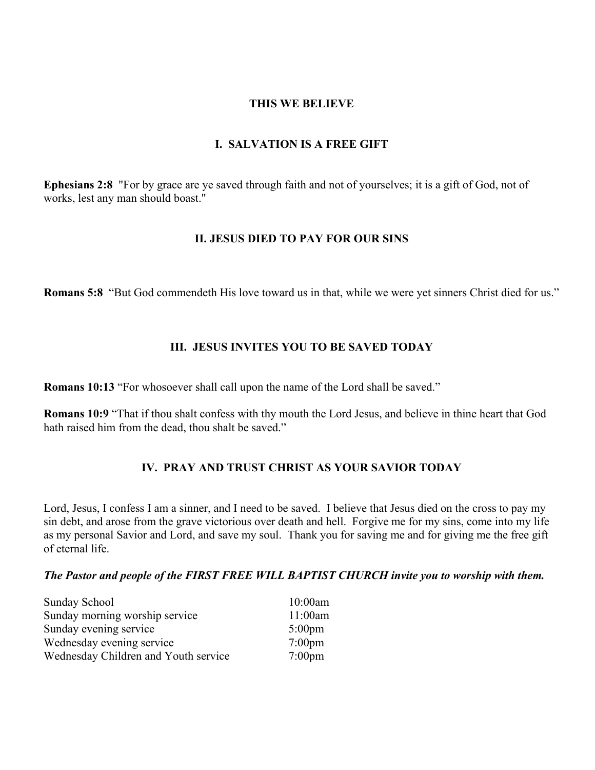# THIS WE BELIEVE

## I. SALVATION IS A FREE GIFT

**Ephesians 2:8** "For by grace are ye saved through faith and not of yourselves; it is a gift of God, not of works, lest any man should boast."

## II. JESUS DIED TO PAY FOR OUR SINS

**Romans 5:8** "But God commendeth His love toward us in that, while we were yet sinners Christ died for us."

## III. JESUS INVITES YOU TO BE SAVED TODAY

**Romans 10:13** "For whosoever shall call upon the name of the Lord shall be saved."

**Romans 10:9** "That if thou shalt confess with thy mouth the Lord Jesus, and believe in thine heart that God hath raised him from the dead, thou shalt be saved."

## IV. PRAY AND TRUST CHRIST AS YOUR SAVIOR TODAY

Lord, Jesus, I confess I am a sinner, and I need to be saved. I believe that Jesus died on the cross to pay my sin debt, and arose from the grave victorious over death and hell. Forgive me for my sins, come into my life as my personal Savior and Lord, and save my soul. Thank you for saving me and for giving me the free gift of eternal life.

***The Pastor and people of the FIRST FREE WILL BAPTIST CHURCH invite you to worship with them.***

| | |
|---|---|
| Sunday School | 10:00am |
| Sunday morning worship service | 11:00am |
| Sunday evening service | 5:00pm |
| Wednesday evening service | 7:00pm |
| Wednesday Children and Youth service | 7:00pm |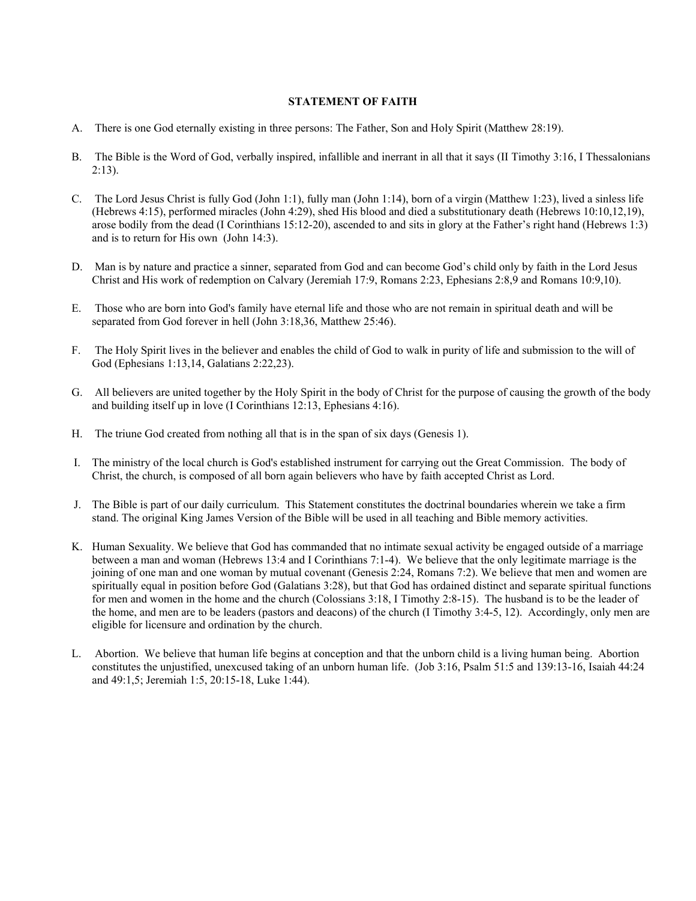## STATEMENT OF FAITH

A. There is one God eternally existing in three persons: The Father, Son and Holy Spirit (Matthew 28:19).

B. The Bible is the Word of God, verbally inspired, infallible and inerrant in all that it says (II Timothy 3:16, I Thessalonians 2:13).

C. The Lord Jesus Christ is fully God (John 1:1), fully man (John 1:14), born of a virgin (Matthew 1:23), lived a sinless life (Hebrews 4:15), performed miracles (John 4:29), shed His blood and died a substitutionary death (Hebrews 10:10,12,19), arose bodily from the dead (I Corinthians 15:12-20), ascended to and sits in glory at the Father's right hand (Hebrews 1:3) and is to return for His own (John 14:3).

D. Man is by nature and practice a sinner, separated from God and can become God's child only by faith in the Lord Jesus Christ and His work of redemption on Calvary (Jeremiah 17:9, Romans 2:23, Ephesians 2:8,9 and Romans 10:9,10).

E. Those who are born into God's family have eternal life and those who are not remain in spiritual death and will be separated from God forever in hell (John 3:18,36, Matthew 25:46).

F. The Holy Spirit lives in the believer and enables the child of God to walk in purity of life and submission to the will of God (Ephesians 1:13,14, Galatians 2:22,23).

G. All believers are united together by the Holy Spirit in the body of Christ for the purpose of causing the growth of the body and building itself up in love (I Corinthians 12:13, Ephesians 4:16).

H. The triune God created from nothing all that is in the span of six days (Genesis 1).

I. The ministry of the local church is God's established instrument for carrying out the Great Commission. The body of Christ, the church, is composed of all born again believers who have by faith accepted Christ as Lord.

J. The Bible is part of our daily curriculum. This Statement constitutes the doctrinal boundaries wherein we take a firm stand. The original King James Version of the Bible will be used in all teaching and Bible memory activities.

K. Human Sexuality. We believe that God has commanded that no intimate sexual activity be engaged outside of a marriage between a man and woman (Hebrews 13:4 and I Corinthians 7:1-4). We believe that the only legitimate marriage is the joining of one man and one woman by mutual covenant (Genesis 2:24, Romans 7:2). We believe that men and women are spiritually equal in position before God (Galatians 3:28), but that God has ordained distinct and separate spiritual functions for men and women in the home and the church (Colossians 3:18, I Timothy 2:8-15). The husband is to be the leader of the home, and men are to be leaders (pastors and deacons) of the church (I Timothy 3:4-5, 12). Accordingly, only men are eligible for licensure and ordination by the church.

L. Abortion. We believe that human life begins at conception and that the unborn child is a living human being. Abortion constitutes the unjustified, unexcused taking of an unborn human life. (Job 3:16, Psalm 51:5 and 139:13-16, Isaiah 44:24 and 49:1,5; Jeremiah 1:5, 20:15-18, Luke 1:44).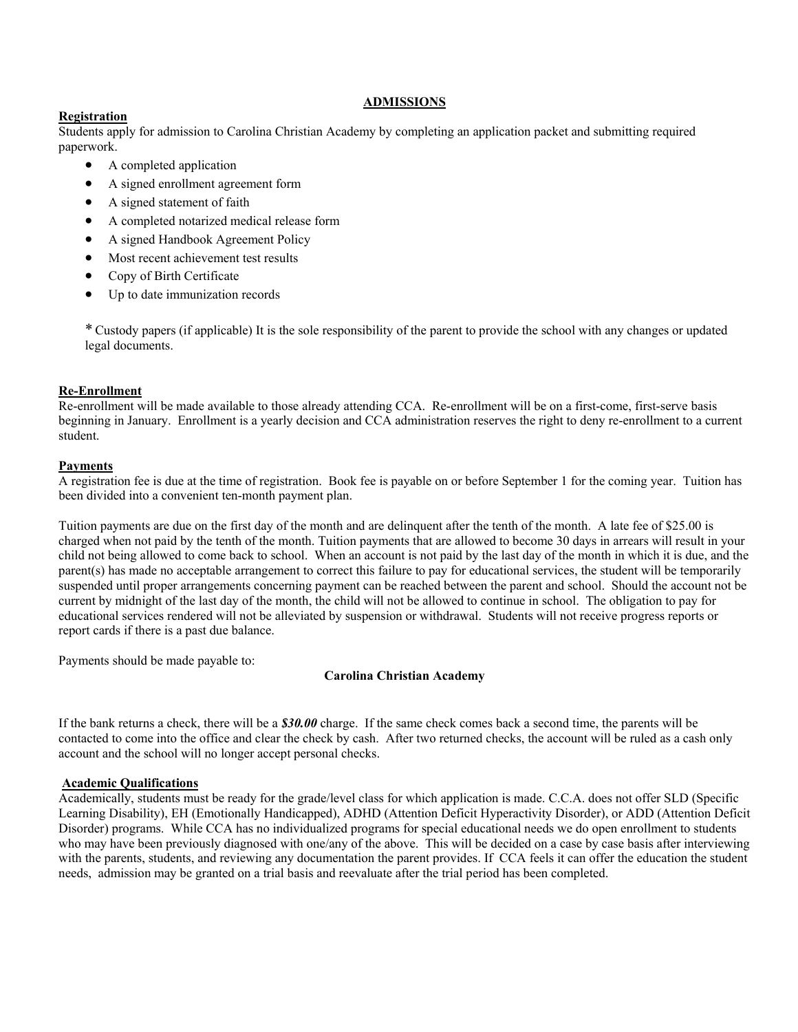## ADMISSIONS

**Registration**

Students apply for admission to Carolina Christian Academy by completing an application packet and submitting required paperwork.

- A completed application
- A signed enrollment agreement form
- A signed statement of faith
- A completed notarized medical release form
- A signed Handbook Agreement Policy
- Most recent achievement test results
- Copy of Birth Certificate
- Up to date immunization records

\* Custody papers (if applicable) It is the sole responsibility of the parent to provide the school with any changes or updated legal documents.

**Re-Enrollment**

Re-enrollment will be made available to those already attending CCA. Re-enrollment will be on a first-come, first-serve basis beginning in January. Enrollment is a yearly decision and CCA administration reserves the right to deny re-enrollment to a current student.

**Payments**

A registration fee is due at the time of registration. Book fee is payable on or before September 1 for the coming year. Tuition has been divided into a convenient ten-month payment plan.

Tuition payments are due on the first day of the month and are delinquent after the tenth of the month. A late fee of $25.00 is charged when not paid by the tenth of the month. Tuition payments that are allowed to become 30 days in arrears will result in your child not being allowed to come back to school. When an account is not paid by the last day of the month in which it is due, and the parent(s) has made no acceptable arrangement to correct this failure to pay for educational services, the student will be temporarily suspended until proper arrangements concerning payment can be reached between the parent and school. Should the account not be current by midnight of the last day of the month, the child will not be allowed to continue in school. The obligation to pay for educational services rendered will not be alleviated by suspension or withdrawal. Students will not receive progress reports or report cards if there is a past due balance.

Payments should be made payable to:

**Carolina Christian Academy**

If the bank returns a check, there will be a ***$30.00*** charge. If the same check comes back a second time, the parents will be contacted to come into the office and clear the check by cash. After two returned checks, the account will be ruled as a cash only account and the school will no longer accept personal checks.

**Academic Qualifications**

Academically, students must be ready for the grade/level class for which application is made. C.C.A. does not offer SLD (Specific Learning Disability), EH (Emotionally Handicapped), ADHD (Attention Deficit Hyperactivity Disorder), or ADD (Attention Deficit Disorder) programs. While CCA has no individualized programs for special educational needs we do open enrollment to students who may have been previously diagnosed with one/any of the above. This will be decided on a case by case basis after interviewing with the parents, students, and reviewing any documentation the parent provides. If CCA feels it can offer the education the student needs, admission may be granted on a trial basis and reevaluate after the trial period has been completed.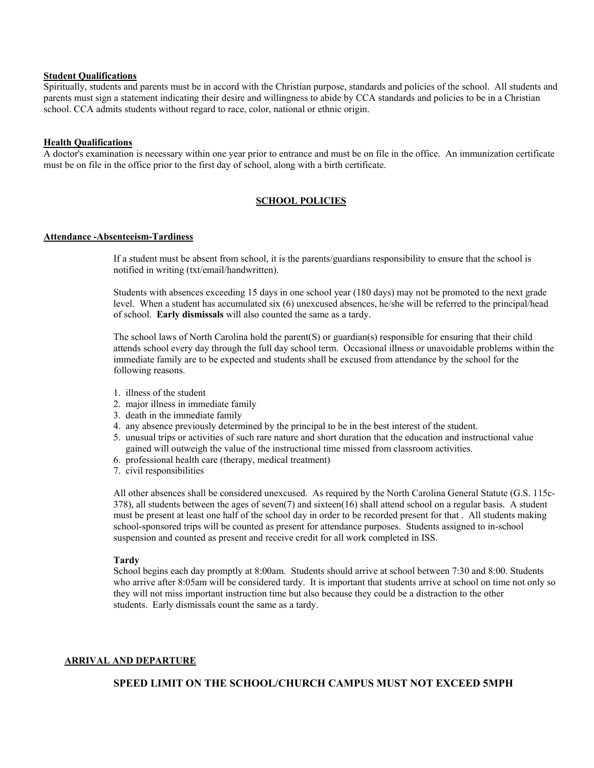**Student Qualifications**

Spiritually, students and parents must be in accord with the Christian purpose, standards and policies of the school. All students and parents must sign a statement indicating their desire and willingness to abide by CCA standards and policies to be in a Christian school. CCA admits students without regard to race, color, national or ethnic origin.

**Health Qualifications**

A doctor's examination is necessary within one year prior to entrance and must be on file in the office. An immunization certificate must be on file in the office prior to the first day of school, along with a birth certificate.

## SCHOOL POLICIES

**Attendance -Absenteeism-Tardiness**

If a student must be absent from school, it is the parents/guardians responsibility to ensure that the school is notified in writing (txt/email/handwritten).

Students with absences exceeding 15 days in one school year (180 days) may not be promoted to the next grade level. When a student has accumulated six (6) unexcused absences, he/she will be referred to the principal/head of school. **Early dismissals** will also counted the same as a tardy.

The school laws of North Carolina hold the parent(S) or guardian(s) responsible for ensuring that their child attends school every day through the full day school term. Occasional illness or unavoidable problems within the immediate family are to be expected and students shall be excused from attendance by the school for the following reasons.

1. illness of the student
2. major illness in immediate family
3. death in the immediate family
4. any absence previously determined by the principal to be in the best interest of the student.
5. unusual trips or activities of such rare nature and short duration that the education and instructional value gained will outweigh the value of the instructional time missed from classroom activities.
6. professional health care (therapy, medical treatment)
7. civil responsibilities

All other absences shall be considered unexcused. As required by the North Carolina General Statute (G.S. 115c-378), all students between the ages of seven(7) and sixteen(16) shall attend school on a regular basis. A student must be present at least one half of the school day in order to be recorded present for that . All students making school-sponsored trips will be counted as present for attendance purposes. Students assigned to in-school suspension and counted as present and receive credit for all work completed in ISS.

**Tardy**

School begins each day promptly at 8:00am. Students should arrive at school between 7:30 and 8:00. Students who arrive after 8:05am will be considered tardy. It is important that students arrive at school on time not only so they will not miss important instruction time but also because they could be a distraction to the other students. Early dismissals count the same as a tardy.

**ARRIVAL AND DEPARTURE**

**SPEED LIMIT ON THE SCHOOL/CHURCH CAMPUS MUST NOT EXCEED 5MPH**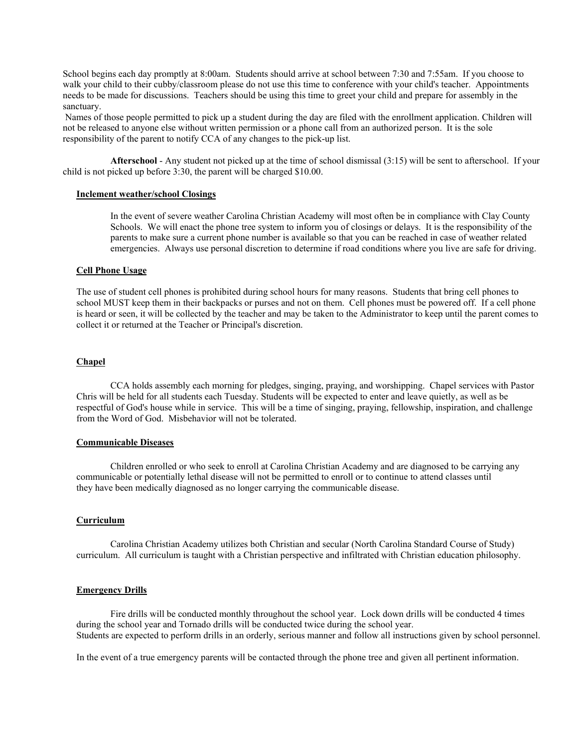School begins each day promptly at 8:00am. Students should arrive at school between 7:30 and 7:55am. If you choose to walk your child to their cubby/classroom please do not use this time to conference with your child's teacher. Appointments needs to be made for discussions. Teachers should be using this time to greet your child and prepare for assembly in the sanctuary.

Names of those people permitted to pick up a student during the day are filed with the enrollment application. Children will not be released to anyone else without written permission or a phone call from an authorized person. It is the sole responsibility of the parent to notify CCA of any changes to the pick-up list.

**Afterschool** - Any student not picked up at the time of school dismissal (3:15) will be sent to afterschool. If your child is not picked up before 3:30, the parent will be charged $10.00.

## Inclement weather/school Closings

In the event of severe weather Carolina Christian Academy will most often be in compliance with Clay County Schools. We will enact the phone tree system to inform you of closings or delays. It is the responsibility of the parents to make sure a current phone number is available so that you can be reached in case of weather related emergencies. Always use personal discretion to determine if road conditions where you live are safe for driving.

## Cell Phone Usage

The use of student cell phones is prohibited during school hours for many reasons. Students that bring cell phones to school MUST keep them in their backpacks or purses and not on them. Cell phones must be powered off. If a cell phone is heard or seen, it will be collected by the teacher and may be taken to the Administrator to keep until the parent comes to collect it or returned at the Teacher or Principal's discretion.

## Chapel

CCA holds assembly each morning for pledges, singing, praying, and worshipping. Chapel services with Pastor Chris will be held for all students each Tuesday. Students will be expected to enter and leave quietly, as well as be respectful of God's house while in service. This will be a time of singing, praying, fellowship, inspiration, and challenge from the Word of God. Misbehavior will not be tolerated.

## Communicable Diseases

Children enrolled or who seek to enroll at Carolina Christian Academy and are diagnosed to be carrying any communicable or potentially lethal disease will not be permitted to enroll or to continue to attend classes until they have been medically diagnosed as no longer carrying the communicable disease.

## Curriculum

Carolina Christian Academy utilizes both Christian and secular (North Carolina Standard Course of Study) curriculum. All curriculum is taught with a Christian perspective and infiltrated with Christian education philosophy.

## Emergency Drills

Fire drills will be conducted monthly throughout the school year. Lock down drills will be conducted 4 times during the school year and Tornado drills will be conducted twice during the school year.
Students are expected to perform drills in an orderly, serious manner and follow all instructions given by school personnel.

In the event of a true emergency parents will be contacted through the phone tree and given all pertinent information.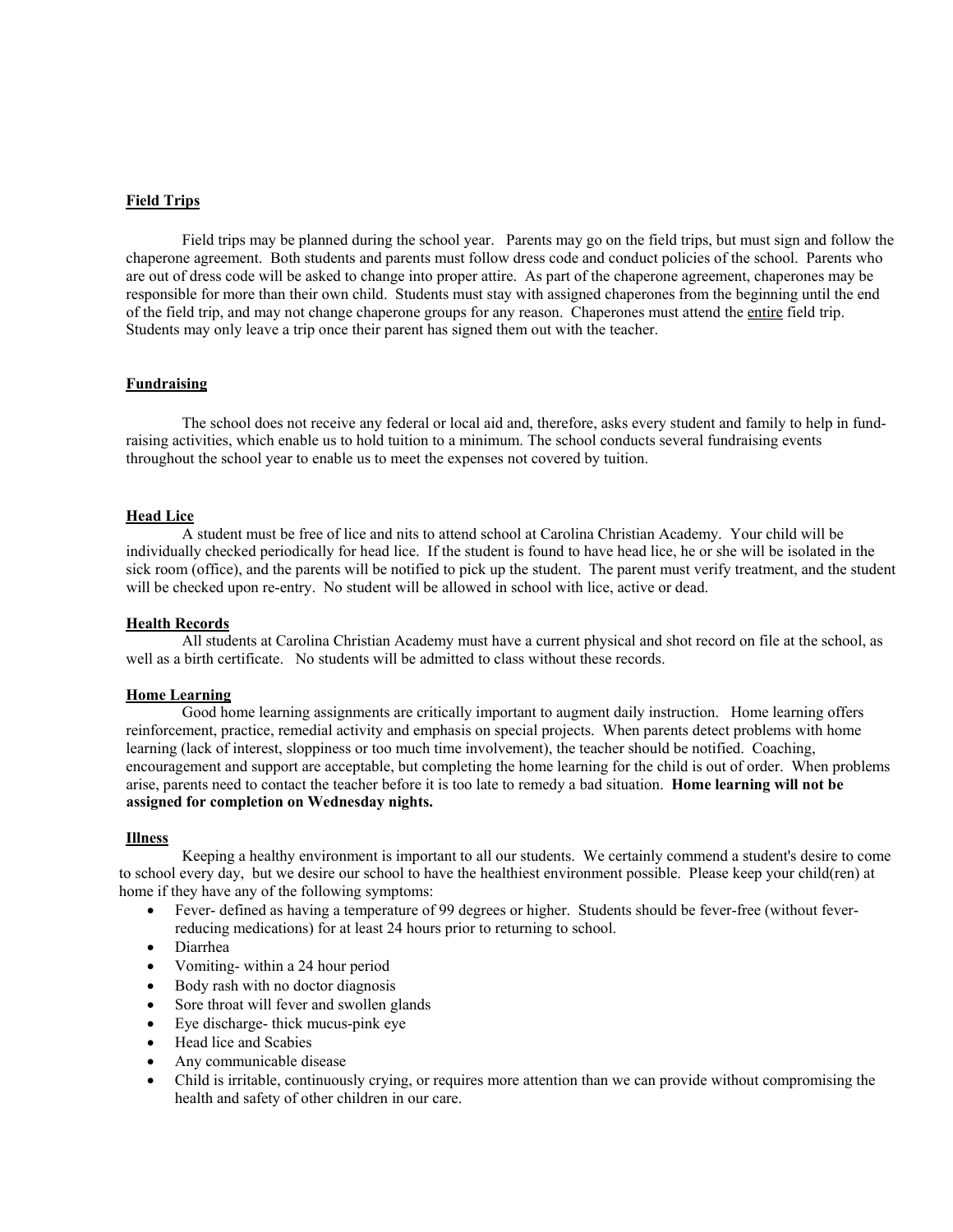**Field Trips**

Field trips may be planned during the school year. Parents may go on the field trips, but must sign and follow the chaperone agreement. Both students and parents must follow dress code and conduct policies of the school. Parents who are out of dress code will be asked to change into proper attire. As part of the chaperone agreement, chaperones may be responsible for more than their own child. Students must stay with assigned chaperones from the beginning until the end of the field trip, and may not change chaperone groups for any reason. Chaperones must attend the <u>entire</u> field trip. Students may only leave a trip once their parent has signed them out with the teacher.

**Fundraising**

The school does not receive any federal or local aid and, therefore, asks every student and family to help in fund-raising activities, which enable us to hold tuition to a minimum. The school conducts several fundraising events throughout the school year to enable us to meet the expenses not covered by tuition.

**Head Lice**

A student must be free of lice and nits to attend school at Carolina Christian Academy. Your child will be individually checked periodically for head lice. If the student is found to have head lice, he or she will be isolated in the sick room (office), and the parents will be notified to pick up the student. The parent must verify treatment, and the student will be checked upon re-entry. No student will be allowed in school with lice, active or dead.

**Health Records**

All students at Carolina Christian Academy must have a current physical and shot record on file at the school, as well as a birth certificate. No students will be admitted to class without these records.

**Home Learning**

Good home learning assignments are critically important to augment daily instruction. Home learning offers reinforcement, practice, remedial activity and emphasis on special projects. When parents detect problems with home learning (lack of interest, sloppiness or too much time involvement), the teacher should be notified. Coaching, encouragement and support are acceptable, but completing the home learning for the child is out of order. When problems arise, parents need to contact the teacher before it is too late to remedy a bad situation. **Home learning will not be assigned for completion on Wednesday nights.**

**Illness**

Keeping a healthy environment is important to all our students. We certainly commend a student's desire to come to school every day, but we desire our school to have the healthiest environment possible. Please keep your child(ren) at home if they have any of the following symptoms:

- Fever- defined as having a temperature of 99 degrees or higher. Students should be fever-free (without fever-reducing medications) for at least 24 hours prior to returning to school.
- Diarrhea
- Vomiting- within a 24 hour period
- Body rash with no doctor diagnosis
- Sore throat will fever and swollen glands
- Eye discharge- thick mucus-pink eye
- Head lice and Scabies
- Any communicable disease
- Child is irritable, continuously crying, or requires more attention than we can provide without compromising the health and safety of other children in our care.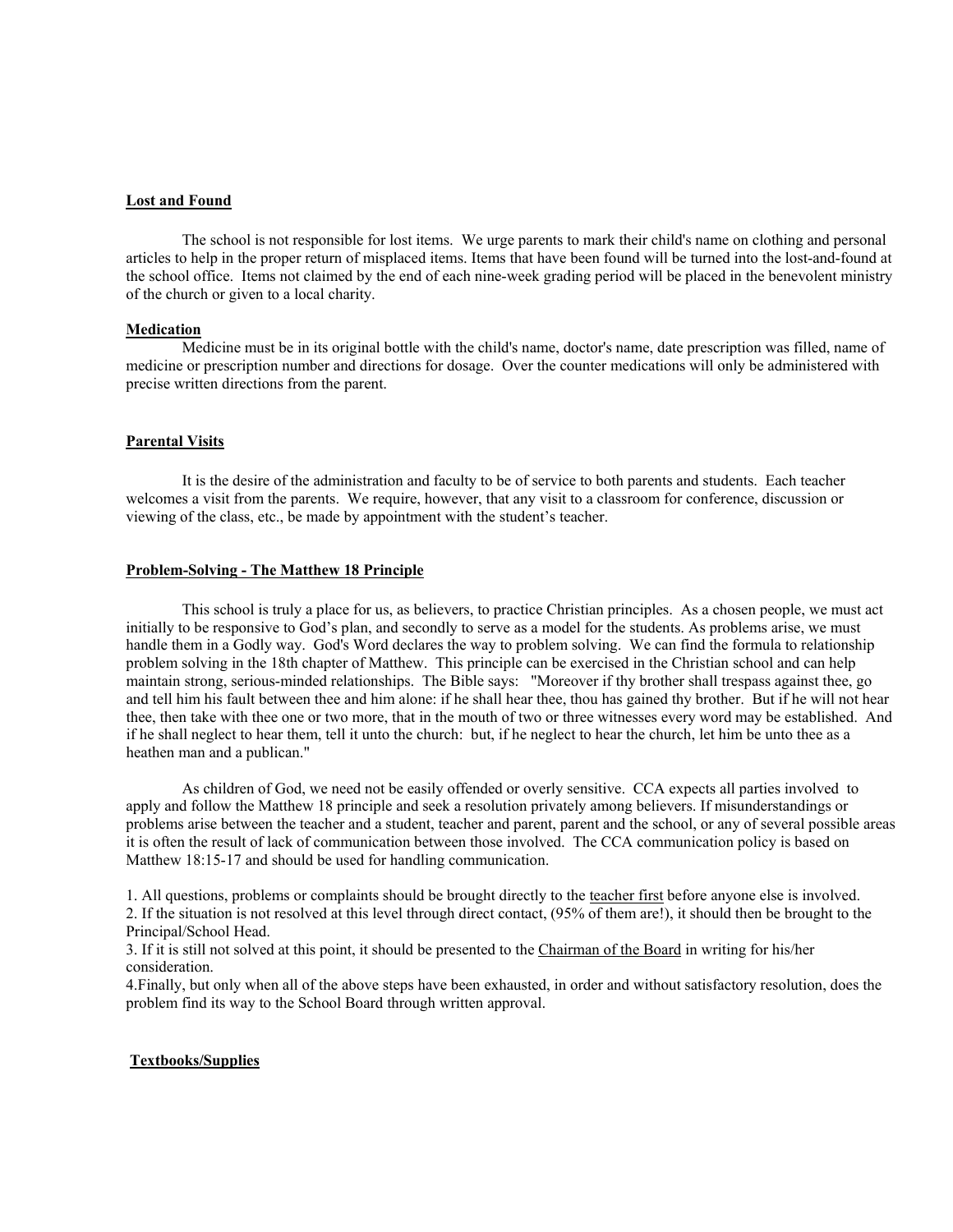## Lost and Found

The school is not responsible for lost items. We urge parents to mark their child's name on clothing and personal articles to help in the proper return of misplaced items. Items that have been found will be turned into the lost-and-found at the school office. Items not claimed by the end of each nine-week grading period will be placed in the benevolent ministry of the church or given to a local charity.

## Medication

Medicine must be in its original bottle with the child's name, doctor's name, date prescription was filled, name of medicine or prescription number and directions for dosage. Over the counter medications will only be administered with precise written directions from the parent.

## Parental Visits

It is the desire of the administration and faculty to be of service to both parents and students. Each teacher welcomes a visit from the parents. We require, however, that any visit to a classroom for conference, discussion or viewing of the class, etc., be made by appointment with the student's teacher.

## Problem-Solving - The Matthew 18 Principle

This school is truly a place for us, as believers, to practice Christian principles. As a chosen people, we must act initially to be responsive to God's plan, and secondly to serve as a model for the students. As problems arise, we must handle them in a Godly way. God's Word declares the way to problem solving. We can find the formula to relationship problem solving in the 18th chapter of Matthew. This principle can be exercised in the Christian school and can help maintain strong, serious-minded relationships. The Bible says: "Moreover if thy brother shall trespass against thee, go and tell him his fault between thee and him alone: if he shall hear thee, thou has gained thy brother. But if he will not hear thee, then take with thee one or two more, that in the mouth of two or three witnesses every word may be established. And if he shall neglect to hear them, tell it unto the church: but, if he neglect to hear the church, let him be unto thee as a heathen man and a publican."

As children of God, we need not be easily offended or overly sensitive. CCA expects all parties involved to apply and follow the Matthew 18 principle and seek a resolution privately among believers. If misunderstandings or problems arise between the teacher and a student, teacher and parent, parent and the school, or any of several possible areas it is often the result of lack of communication between those involved. The CCA communication policy is based on Matthew 18:15-17 and should be used for handling communication.

1. All questions, problems or complaints should be brought directly to the teacher first before anyone else is involved.
2. If the situation is not resolved at this level through direct contact, (95% of them are!), it should then be brought to the Principal/School Head.
3. If it is still not solved at this point, it should be presented to the Chairman of the Board in writing for his/her consideration.
4. Finally, but only when all of the above steps have been exhausted, in order and without satisfactory resolution, does the problem find its way to the School Board through written approval.

## Textbooks/Supplies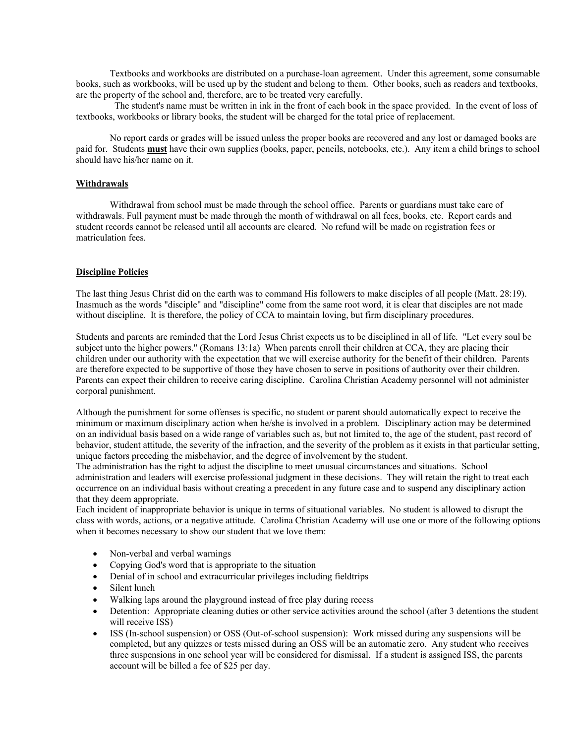Textbooks and workbooks are distributed on a purchase-loan agreement. Under this agreement, some consumable books, such as workbooks, will be used up by the student and belong to them. Other books, such as readers and textbooks, are the property of the school and, therefore, are to be treated very carefully.

The student's name must be written in ink in the front of each book in the space provided. In the event of loss of textbooks, workbooks or library books, the student will be charged for the total price of replacement.

No report cards or grades will be issued unless the proper books are recovered and any lost or damaged books are paid for. Students **must** have their own supplies (books, paper, pencils, notebooks, etc.). Any item a child brings to school should have his/her name on it.

## Withdrawals

Withdrawal from school must be made through the school office. Parents or guardians must take care of withdrawals. Full payment must be made through the month of withdrawal on all fees, books, etc. Report cards and student records cannot be released until all accounts are cleared. No refund will be made on registration fees or matriculation fees.

## Discipline Policies

The last thing Jesus Christ did on the earth was to command His followers to make disciples of all people (Matt. 28:19). Inasmuch as the words "disciple" and "discipline" come from the same root word, it is clear that disciples are not made without discipline. It is therefore, the policy of CCA to maintain loving, but firm disciplinary procedures.

Students and parents are reminded that the Lord Jesus Christ expects us to be disciplined in all of life. "Let every soul be subject unto the higher powers." (Romans 13:1a) When parents enroll their children at CCA, they are placing their children under our authority with the expectation that we will exercise authority for the benefit of their children. Parents are therefore expected to be supportive of those they have chosen to serve in positions of authority over their children. Parents can expect their children to receive caring discipline. Carolina Christian Academy personnel will not administer corporal punishment.

Although the punishment for some offenses is specific, no student or parent should automatically expect to receive the minimum or maximum disciplinary action when he/she is involved in a problem. Disciplinary action may be determined on an individual basis based on a wide range of variables such as, but not limited to, the age of the student, past record of behavior, student attitude, the severity of the infraction, and the severity of the problem as it exists in that particular setting, unique factors preceding the misbehavior, and the degree of involvement by the student.

The administration has the right to adjust the discipline to meet unusual circumstances and situations. School administration and leaders will exercise professional judgment in these decisions. They will retain the right to treat each occurrence on an individual basis without creating a precedent in any future case and to suspend any disciplinary action that they deem appropriate.

Each incident of inappropriate behavior is unique in terms of situational variables. No student is allowed to disrupt the class with words, actions, or a negative attitude. Carolina Christian Academy will use one or more of the following options when it becomes necessary to show our student that we love them:

- Non-verbal and verbal warnings
- Copying God's word that is appropriate to the situation
- Denial of in school and extracurricular privileges including fieldtrips
- Silent lunch
- Walking laps around the playground instead of free play during recess
- Detention: Appropriate cleaning duties or other service activities around the school (after 3 detentions the student will receive ISS)
- ISS (In-school suspension) or OSS (Out-of-school suspension): Work missed during any suspensions will be completed, but any quizzes or tests missed during an OSS will be an automatic zero. Any student who receives three suspensions in one school year will be considered for dismissal. If a student is assigned ISS, the parents account will be billed a fee of $25 per day.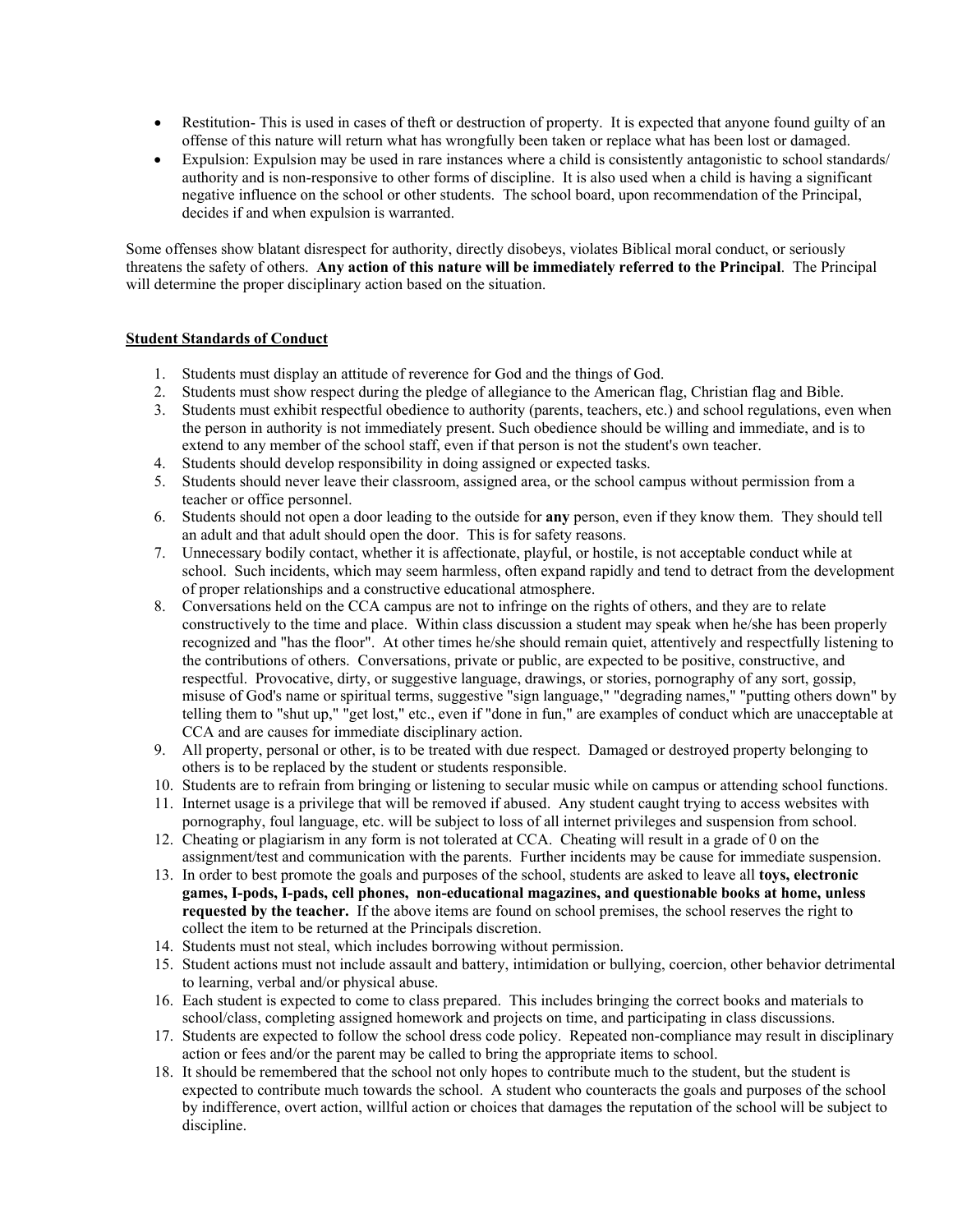- Restitution- This is used in cases of theft or destruction of property. It is expected that anyone found guilty of an offense of this nature will return what has wrongfully been taken or replace what has been lost or damaged.
- Expulsion: Expulsion may be used in rare instances where a child is consistently antagonistic to school standards/ authority and is non-responsive to other forms of discipline. It is also used when a child is having a significant negative influence on the school or other students. The school board, upon recommendation of the Principal, decides if and when expulsion is warranted.

Some offenses show blatant disrespect for authority, directly disobeys, violates Biblical moral conduct, or seriously threatens the safety of others. **Any action of this nature will be immediately referred to the Principal**. The Principal will determine the proper disciplinary action based on the situation.

**Student Standards of Conduct**

1. Students must display an attitude of reverence for God and the things of God.
2. Students must show respect during the pledge of allegiance to the American flag, Christian flag and Bible.
3. Students must exhibit respectful obedience to authority (parents, teachers, etc.) and school regulations, even when the person in authority is not immediately present. Such obedience should be willing and immediate, and is to extend to any member of the school staff, even if that person is not the student's own teacher.
4. Students should develop responsibility in doing assigned or expected tasks.
5. Students should never leave their classroom, assigned area, or the school campus without permission from a teacher or office personnel.
6. Students should not open a door leading to the outside for **any** person, even if they know them. They should tell an adult and that adult should open the door. This is for safety reasons.
7. Unnecessary bodily contact, whether it is affectionate, playful, or hostile, is not acceptable conduct while at school. Such incidents, which may seem harmless, often expand rapidly and tend to detract from the development of proper relationships and a constructive educational atmosphere.
8. Conversations held on the CCA campus are not to infringe on the rights of others, and they are to relate constructively to the time and place. Within class discussion a student may speak when he/she has been properly recognized and "has the floor". At other times he/she should remain quiet, attentively and respectfully listening to the contributions of others. Conversations, private or public, are expected to be positive, constructive, and respectful. Provocative, dirty, or suggestive language, drawings, or stories, pornography of any sort, gossip, misuse of God's name or spiritual terms, suggestive "sign language," "degrading names," "putting others down" by telling them to "shut up," "get lost," etc., even if "done in fun," are examples of conduct which are unacceptable at CCA and are causes for immediate disciplinary action.
9. All property, personal or other, is to be treated with due respect. Damaged or destroyed property belonging to others is to be replaced by the student or students responsible.
10. Students are to refrain from bringing or listening to secular music while on campus or attending school functions.
11. Internet usage is a privilege that will be removed if abused. Any student caught trying to access websites with pornography, foul language, etc. will be subject to loss of all internet privileges and suspension from school.
12. Cheating or plagiarism in any form is not tolerated at CCA. Cheating will result in a grade of 0 on the assignment/test and communication with the parents. Further incidents may be cause for immediate suspension.
13. In order to best promote the goals and purposes of the school, students are asked to leave all **toys, electronic games, I-pods, I-pads, cell phones, non-educational magazines, and questionable books at home, unless requested by the teacher.** If the above items are found on school premises, the school reserves the right to collect the item to be returned at the Principals discretion.
14. Students must not steal, which includes borrowing without permission.
15. Student actions must not include assault and battery, intimidation or bullying, coercion, other behavior detrimental to learning, verbal and/or physical abuse.
16. Each student is expected to come to class prepared. This includes bringing the correct books and materials to school/class, completing assigned homework and projects on time, and participating in class discussions.
17. Students are expected to follow the school dress code policy. Repeated non-compliance may result in disciplinary action or fees and/or the parent may be called to bring the appropriate items to school.
18. It should be remembered that the school not only hopes to contribute much to the student, but the student is expected to contribute much towards the school. A student who counteracts the goals and purposes of the school by indifference, overt action, willful action or choices that damages the reputation of the school will be subject to discipline.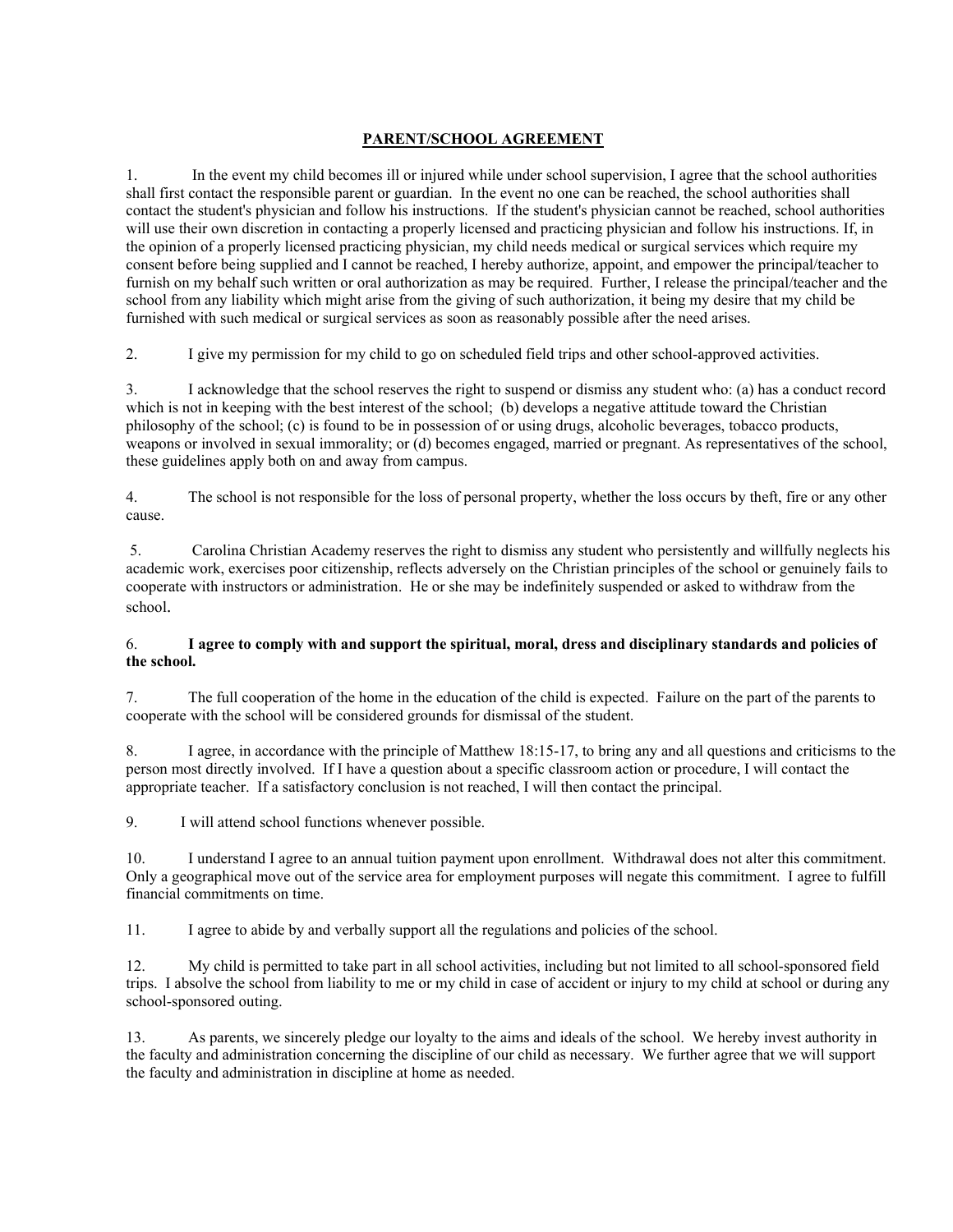# PARENT/SCHOOL AGREEMENT

1. In the event my child becomes ill or injured while under school supervision, I agree that the school authorities shall first contact the responsible parent or guardian. In the event no one can be reached, the school authorities shall contact the student's physician and follow his instructions. If the student's physician cannot be reached, school authorities will use their own discretion in contacting a properly licensed and practicing physician and follow his instructions. If, in the opinion of a properly licensed practicing physician, my child needs medical or surgical services which require my consent before being supplied and I cannot be reached, I hereby authorize, appoint, and empower the principal/teacher to furnish on my behalf such written or oral authorization as may be required. Further, I release the principal/teacher and the school from any liability which might arise from the giving of such authorization, it being my desire that my child be furnished with such medical or surgical services as soon as reasonably possible after the need arises.

2. I give my permission for my child to go on scheduled field trips and other school-approved activities.

3. I acknowledge that the school reserves the right to suspend or dismiss any student who: (a) has a conduct record which is not in keeping with the best interest of the school; (b) develops a negative attitude toward the Christian philosophy of the school; (c) is found to be in possession of or using drugs, alcoholic beverages, tobacco products, weapons or involved in sexual immorality; or (d) becomes engaged, married or pregnant. As representatives of the school, these guidelines apply both on and away from campus.

4. The school is not responsible for the loss of personal property, whether the loss occurs by theft, fire or any other cause.

5. Carolina Christian Academy reserves the right to dismiss any student who persistently and willfully neglects his academic work, exercises poor citizenship, reflects adversely on the Christian principles of the school or genuinely fails to cooperate with instructors or administration. He or she may be indefinitely suspended or asked to withdraw from the school.

6. **I agree to comply with and support the spiritual, moral, dress and disciplinary standards and policies of the school.**

7. The full cooperation of the home in the education of the child is expected. Failure on the part of the parents to cooperate with the school will be considered grounds for dismissal of the student.

8. I agree, in accordance with the principle of Matthew 18:15-17, to bring any and all questions and criticisms to the person most directly involved. If I have a question about a specific classroom action or procedure, I will contact the appropriate teacher. If a satisfactory conclusion is not reached, I will then contact the principal.

9. I will attend school functions whenever possible.

10. I understand I agree to an annual tuition payment upon enrollment. Withdrawal does not alter this commitment. Only a geographical move out of the service area for employment purposes will negate this commitment. I agree to fulfill financial commitments on time.

11. I agree to abide by and verbally support all the regulations and policies of the school.

12. My child is permitted to take part in all school activities, including but not limited to all school-sponsored field trips. I absolve the school from liability to me or my child in case of accident or injury to my child at school or during any school-sponsored outing.

13. As parents, we sincerely pledge our loyalty to the aims and ideals of the school. We hereby invest authority in the faculty and administration concerning the discipline of our child as necessary. We further agree that we will support the faculty and administration in discipline at home as needed.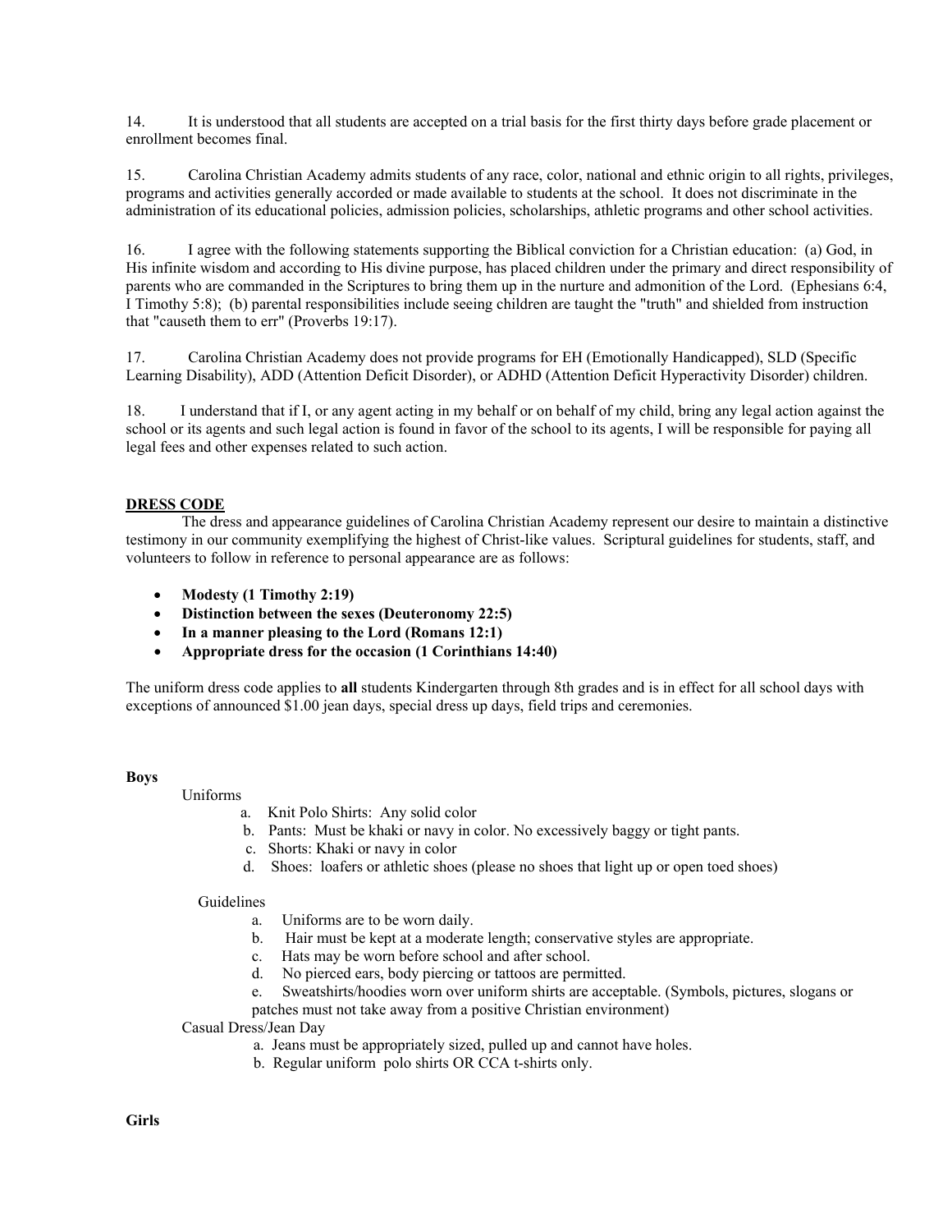14. It is understood that all students are accepted on a trial basis for the first thirty days before grade placement or enrollment becomes final.

15. Carolina Christian Academy admits students of any race, color, national and ethnic origin to all rights, privileges, programs and activities generally accorded or made available to students at the school. It does not discriminate in the administration of its educational policies, admission policies, scholarships, athletic programs and other school activities.

16. I agree with the following statements supporting the Biblical conviction for a Christian education: (a) God, in His infinite wisdom and according to His divine purpose, has placed children under the primary and direct responsibility of parents who are commanded in the Scriptures to bring them up in the nurture and admonition of the Lord. (Ephesians 6:4, I Timothy 5:8); (b) parental responsibilities include seeing children are taught the "truth" and shielded from instruction that "causeth them to err" (Proverbs 19:17).

17. Carolina Christian Academy does not provide programs for EH (Emotionally Handicapped), SLD (Specific Learning Disability), ADD (Attention Deficit Disorder), or ADHD (Attention Deficit Hyperactivity Disorder) children.

18. I understand that if I, or any agent acting in my behalf or on behalf of my child, bring any legal action against the school or its agents and such legal action is found in favor of the school to its agents, I will be responsible for paying all legal fees and other expenses related to such action.

## DRESS CODE

The dress and appearance guidelines of Carolina Christian Academy represent our desire to maintain a distinctive testimony in our community exemplifying the highest of Christ-like values. Scriptural guidelines for students, staff, and volunteers to follow in reference to personal appearance are as follows:

- **Modesty (1 Timothy 2:19)**
- **Distinction between the sexes (Deuteronomy 22:5)**
- **In a manner pleasing to the Lord (Romans 12:1)**
- **Appropriate dress for the occasion (1 Corinthians 14:40)**

The uniform dress code applies to **all** students Kindergarten through 8th grades and is in effect for all school days with exceptions of announced $1.00 jean days, special dress up days, field trips and ceremonies.

**Boys**

Uniforms

a. Knit Polo Shirts: Any solid color
b. Pants: Must be khaki or navy in color. No excessively baggy or tight pants.
c. Shorts: Khaki or navy in color
d. Shoes: loafers or athletic shoes (please no shoes that light up or open toed shoes)

Guidelines

a. Uniforms are to be worn daily.
b. Hair must be kept at a moderate length; conservative styles are appropriate.
c. Hats may be worn before school and after school.
d. No pierced ears, body piercing or tattoos are permitted.
e. Sweatshirts/hoodies worn over uniform shirts are acceptable. (Symbols, pictures, slogans or patches must not take away from a positive Christian environment)

Casual Dress/Jean Day

a. Jeans must be appropriately sized, pulled up and cannot have holes.
b. Regular uniform polo shirts OR CCA t-shirts only.

**Girls**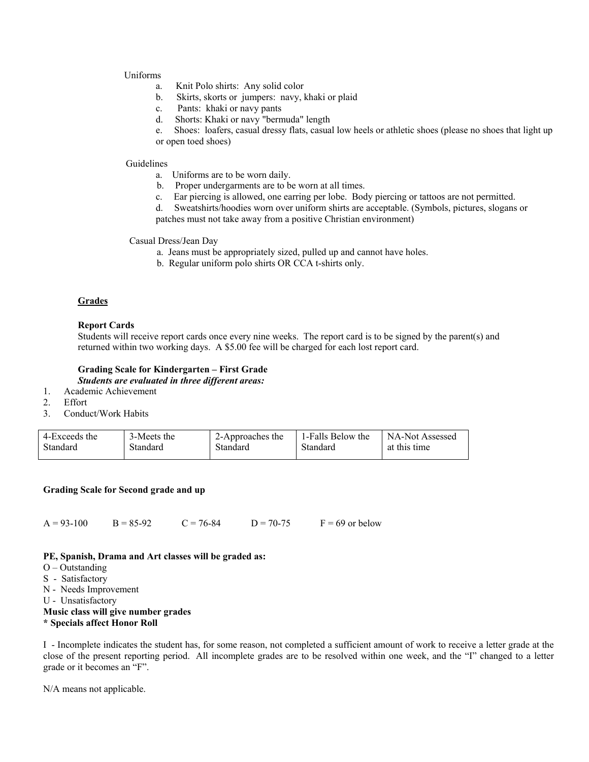Uniforms

a. Knit Polo shirts: Any solid color
b. Skirts, skorts or jumpers: navy, khaki or plaid
c. Pants: khaki or navy pants
d. Shorts: Khaki or navy "bermuda" length
e. Shoes: loafers, casual dressy flats, casual low heels or athletic shoes (please no shoes that light up or open toed shoes)

Guidelines

a. Uniforms are to be worn daily.
b. Proper undergarments are to be worn at all times.
c. Ear piercing is allowed, one earring per lobe. Body piercing or tattoos are not permitted.
d. Sweatshirts/hoodies worn over uniform shirts are acceptable. (Symbols, pictures, slogans or patches must not take away from a positive Christian environment)

Casual Dress/Jean Day

a. Jeans must be appropriately sized, pulled up and cannot have holes.
b. Regular uniform polo shirts OR CCA t-shirts only.

## Grades

**Report Cards**

Students will receive report cards once every nine weeks. The report card is to be signed by the parent(s) and returned within two working days. A $5.00 fee will be charged for each lost report card.

**Grading Scale for Kindergarten – First Grade**

***Students are evaluated in three different areas:***

1. Academic Achievement
2. Effort
3. Conduct/Work Habits

| 4-Exceeds the Standard | 3-Meets the Standard | 2-Approaches the Standard | 1-Falls Below the Standard | NA-Not Assessed at this time |
|---|---|---|---|---|

**Grading Scale for Second grade and up**

A = 93-100 B = 85-92 C = 76-84 D = 70-75 F = 69 or below

**PE, Spanish, Drama and Art classes will be graded as:**

O – Outstanding
S - Satisfactory
N - Needs Improvement
U - Unsatisfactory

**Music class will give number grades**

**\* Specials affect Honor Roll**

I - Incomplete indicates the student has, for some reason, not completed a sufficient amount of work to receive a letter grade at the close of the present reporting period. All incomplete grades are to be resolved within one week, and the "I" changed to a letter grade or it becomes an "F".

N/A means not applicable.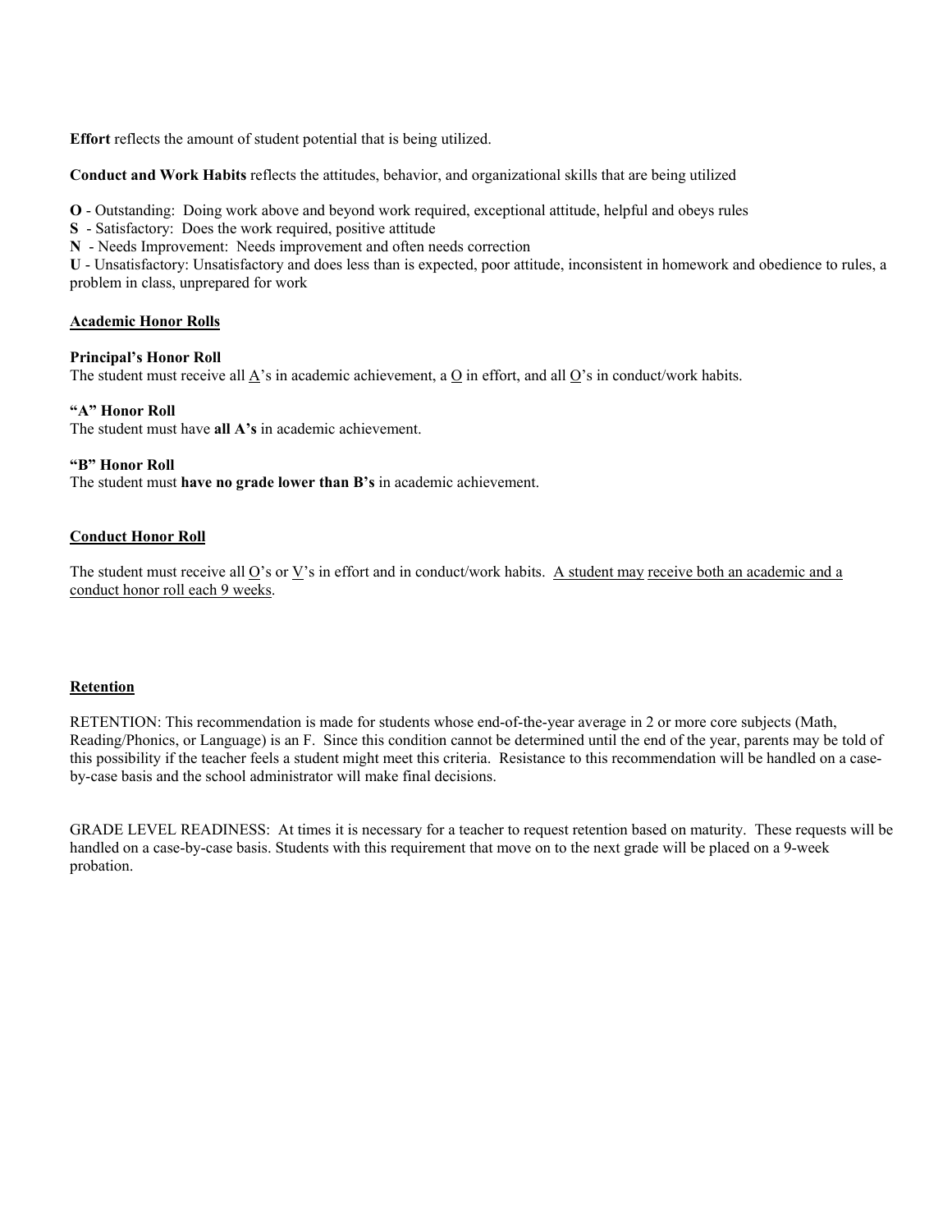**Effort** reflects the amount of student potential that is being utilized.

**Conduct and Work Habits** reflects the attitudes, behavior, and organizational skills that are being utilized

**O** - Outstanding: Doing work above and beyond work required, exceptional attitude, helpful and obeys rules
**S** - Satisfactory: Does the work required, positive attitude
**N** - Needs Improvement: Needs improvement and often needs correction
**U** - Unsatisfactory: Unsatisfactory and does less than is expected, poor attitude, inconsistent in homework and obedience to rules, a problem in class, unprepared for work

## Academic Honor Rolls

**Principal's Honor Roll**
The student must receive all A's in academic achievement, a O in effort, and all O's in conduct/work habits.

**"A" Honor Roll**
The student must have **all A's** in academic achievement.

**"B" Honor Roll**
The student must **have no grade lower than B's** in academic achievement.

## Conduct Honor Roll

The student must receive all O's or V's in effort and in conduct/work habits. A student may receive both an academic and a conduct honor roll each 9 weeks.

## Retention

RETENTION: This recommendation is made for students whose end-of-the-year average in 2 or more core subjects (Math, Reading/Phonics, or Language) is an F. Since this condition cannot be determined until the end of the year, parents may be told of this possibility if the teacher feels a student might meet this criteria. Resistance to this recommendation will be handled on a case-by-case basis and the school administrator will make final decisions.

GRADE LEVEL READINESS: At times it is necessary for a teacher to request retention based on maturity. These requests will be handled on a case-by-case basis. Students with this requirement that move on to the next grade will be placed on a 9-week probation.